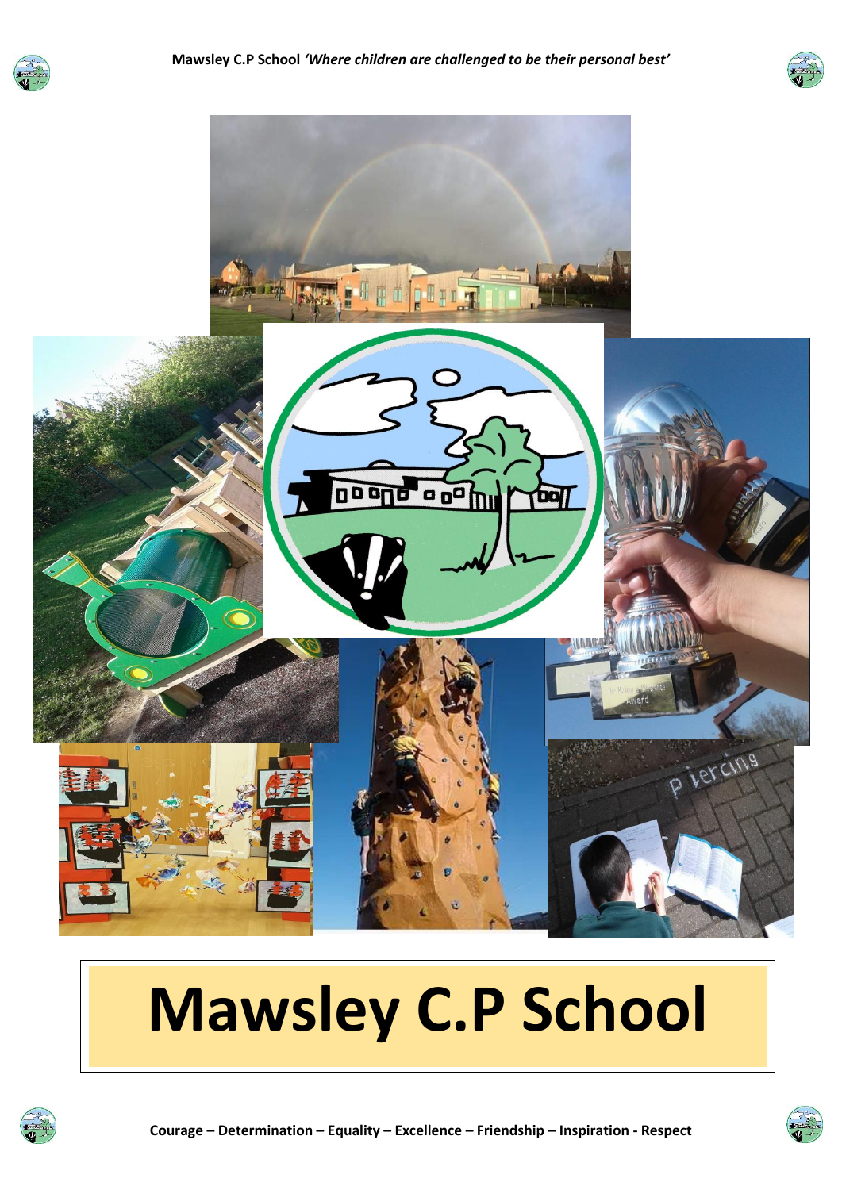Mawsley C.P School *'Where children are challenged to be their personal best'*

# Mawsley C.P School

**Courage – Determination – Equality – Excellence – Friendship – Inspiration - Respect**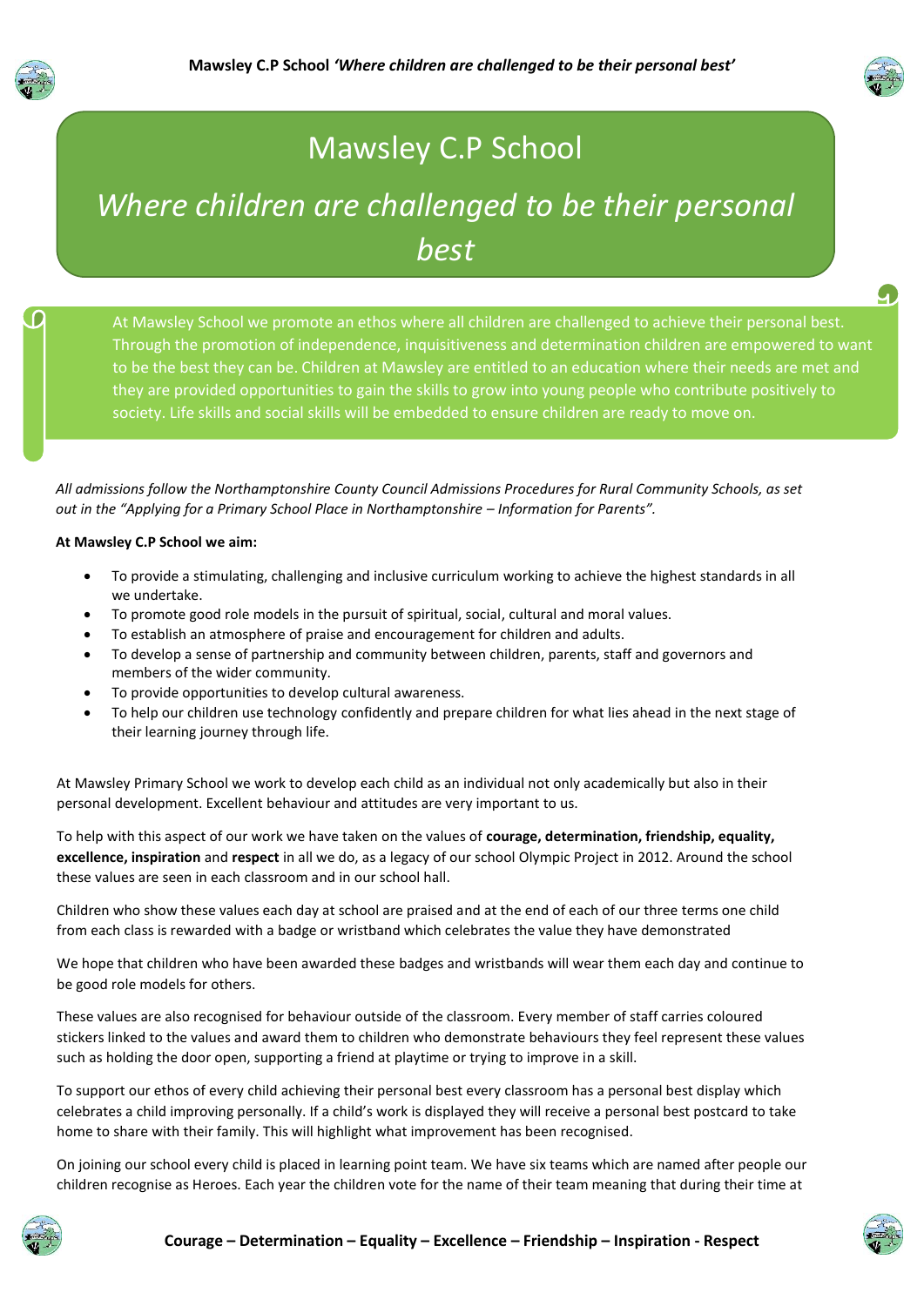# Mawsley C.P School

## *Where children are challenged to be their personal best*

At Mawsley School we promote an ethos where all children are challenged to achieve their personal best. Through the promotion of independence, inquisitiveness and determination children are empowered to want to be the best they can be. Children at Mawsley are entitled to an education where their needs are met and they are provided opportunities to gain the skills to grow into young people who contribute positively to society. Life skills and social skills will be embedded to ensure children are ready to move on.

*All admissions follow the Northamptonshire County Council Admissions Procedures for Rural Community Schools, as set out in the "Applying for a Primary School Place in Northamptonshire – Information for Parents".*

**At Mawsley C.P School we aim:**

- To provide a stimulating, challenging and inclusive curriculum working to achieve the highest standards in all we undertake.
- To promote good role models in the pursuit of spiritual, social, cultural and moral values.
- To establish an atmosphere of praise and encouragement for children and adults.
- To develop a sense of partnership and community between children, parents, staff and governors and members of the wider community.
- To provide opportunities to develop cultural awareness.
- To help our children use technology confidently and prepare children for what lies ahead in the next stage of their learning journey through life.

At Mawsley Primary School we work to develop each child as an individual not only academically but also in their personal development. Excellent behaviour and attitudes are very important to us.

To help with this aspect of our work we have taken on the values of **courage, determination, friendship, equality, excellence, inspiration** and **respect** in all we do, as a legacy of our school Olympic Project in 2012. Around the school these values are seen in each classroom and in our school hall.

Children who show these values each day at school are praised and at the end of each of our three terms one child from each class is rewarded with a badge or wristband which celebrates the value they have demonstrated

We hope that children who have been awarded these badges and wristbands will wear them each day and continue to be good role models for others.

These values are also recognised for behaviour outside of the classroom. Every member of staff carries coloured stickers linked to the values and award them to children who demonstrate behaviours they feel represent these values such as holding the door open, supporting a friend at playtime or trying to improve in a skill.

To support our ethos of every child achieving their personal best every classroom has a personal best display which celebrates a child improving personally. If a child's work is displayed they will receive a personal best postcard to take home to share with their family. This will highlight what improvement has been recognised.

On joining our school every child is placed in learning point team. We have six teams which are named after people our children recognise as Heroes. Each year the children vote for the name of their team meaning that during their time at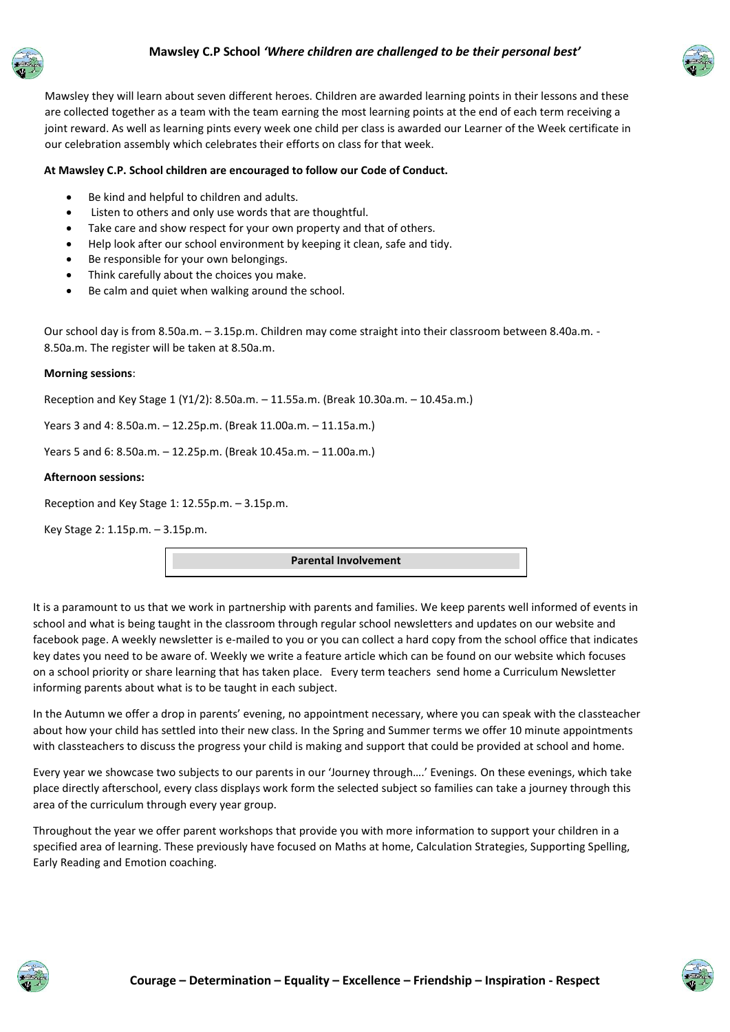Mawsley they will learn about seven different heroes. Children are awarded learning points in their lessons and these are collected together as a team with the team earning the most learning points at the end of each term receiving a joint reward. As well as learning pints every week one child per class is awarded our Learner of the Week certificate in our celebration assembly which celebrates their efforts on class for that week.

**At Mawsley C.P. School children are encouraged to follow our Code of Conduct.**

- Be kind and helpful to children and adults.
- Listen to others and only use words that are thoughtful.
- Take care and show respect for your own property and that of others.
- Help look after our school environment by keeping it clean, safe and tidy.
- Be responsible for your own belongings.
- Think carefully about the choices you make.
- Be calm and quiet when walking around the school.

Our school day is from 8.50a.m. – 3.15p.m. Children may come straight into their classroom between 8.40a.m. - 8.50a.m. The register will be taken at 8.50a.m.

**Morning sessions**:

Reception and Key Stage 1 (Y1/2): 8.50a.m. – 11.55a.m. (Break 10.30a.m. – 10.45a.m.)

Years 3 and 4: 8.50a.m. – 12.25p.m. (Break 11.00a.m. – 11.15a.m.)

Years 5 and 6: 8.50a.m. – 12.25p.m. (Break 10.45a.m. – 11.00a.m.)

**Afternoon sessions:**

Reception and Key Stage 1: 12.55p.m. – 3.15p.m.

Key Stage 2: 1.15p.m. – 3.15p.m.

## Parental Involvement

It is a paramount to us that we work in partnership with parents and families. We keep parents well informed of events in school and what is being taught in the classroom through regular school newsletters and updates on our website and facebook page. A weekly newsletter is e-mailed to you or you can collect a hard copy from the school office that indicates key dates you need to be aware of. Weekly we write a feature article which can be found on our website which focuses on a school priority or share learning that has taken place. Every term teachers send home a Curriculum Newsletter informing parents about what is to be taught in each subject.

In the Autumn we offer a drop in parents' evening, no appointment necessary, where you can speak with the classteacher about how your child has settled into their new class. In the Spring and Summer terms we offer 10 minute appointments with classteachers to discuss the progress your child is making and support that could be provided at school and home.

Every year we showcase two subjects to our parents in our 'Journey through….' Evenings. On these evenings, which take place directly afterschool, every class displays work form the selected subject so families can take a journey through this area of the curriculum through every year group.

Throughout the year we offer parent workshops that provide you with more information to support your children in a specified area of learning. These previously have focused on Maths at home, Calculation Strategies, Supporting Spelling, Early Reading and Emotion coaching.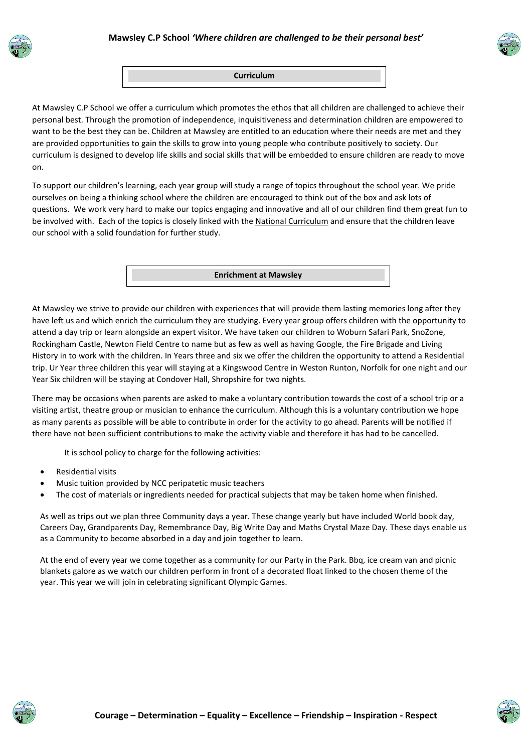## Curriculum

At Mawsley C.P School we offer a curriculum which promotes the ethos that all children are challenged to achieve their personal best. Through the promotion of independence, inquisitiveness and determination children are empowered to want to be the best they can be. Children at Mawsley are entitled to an education where their needs are met and they are provided opportunities to gain the skills to grow into young people who contribute positively to society. Our curriculum is designed to develop life skills and social skills that will be embedded to ensure children are ready to move on.

To support our children's learning, each year group will study a range of topics throughout the school year. We pride ourselves on being a thinking school where the children are encouraged to think out of the box and ask lots of questions. We work very hard to make our topics engaging and innovative and all of our children find them great fun to be involved with. Each of the topics is closely linked with the National Curriculum and ensure that the children leave our school with a solid foundation for further study.

## Enrichment at Mawsley

At Mawsley we strive to provide our children with experiences that will provide them lasting memories long after they have left us and which enrich the curriculum they are studying. Every year group offers children with the opportunity to attend a day trip or learn alongside an expert visitor. We have taken our children to Woburn Safari Park, SnoZone, Rockingham Castle, Newton Field Centre to name but as few as well as having Google, the Fire Brigade and Living History in to work with the children. In Years three and six we offer the children the opportunity to attend a Residential trip. Ur Year three children this year will staying at a Kingswood Centre in Weston Runton, Norfolk for one night and our Year Six children will be staying at Condover Hall, Shropshire for two nights.

There may be occasions when parents are asked to make a voluntary contribution towards the cost of a school trip or a visiting artist, theatre group or musician to enhance the curriculum. Although this is a voluntary contribution we hope as many parents as possible will be able to contribute in order for the activity to go ahead. Parents will be notified if there have not been sufficient contributions to make the activity viable and therefore it has had to be cancelled.

It is school policy to charge for the following activities:

- Residential visits
- Music tuition provided by NCC peripatetic music teachers
- The cost of materials or ingredients needed for practical subjects that may be taken home when finished.

As well as trips out we plan three Community days a year. These change yearly but have included World book day, Careers Day, Grandparents Day, Remembrance Day, Big Write Day and Maths Crystal Maze Day. These days enable us as a Community to become absorbed in a day and join together to learn.

At the end of every year we come together as a community for our Party in the Park. Bbq, ice cream van and picnic blankets galore as we watch our children perform in front of a decorated float linked to the chosen theme of the year. This year we will join in celebrating significant Olympic Games.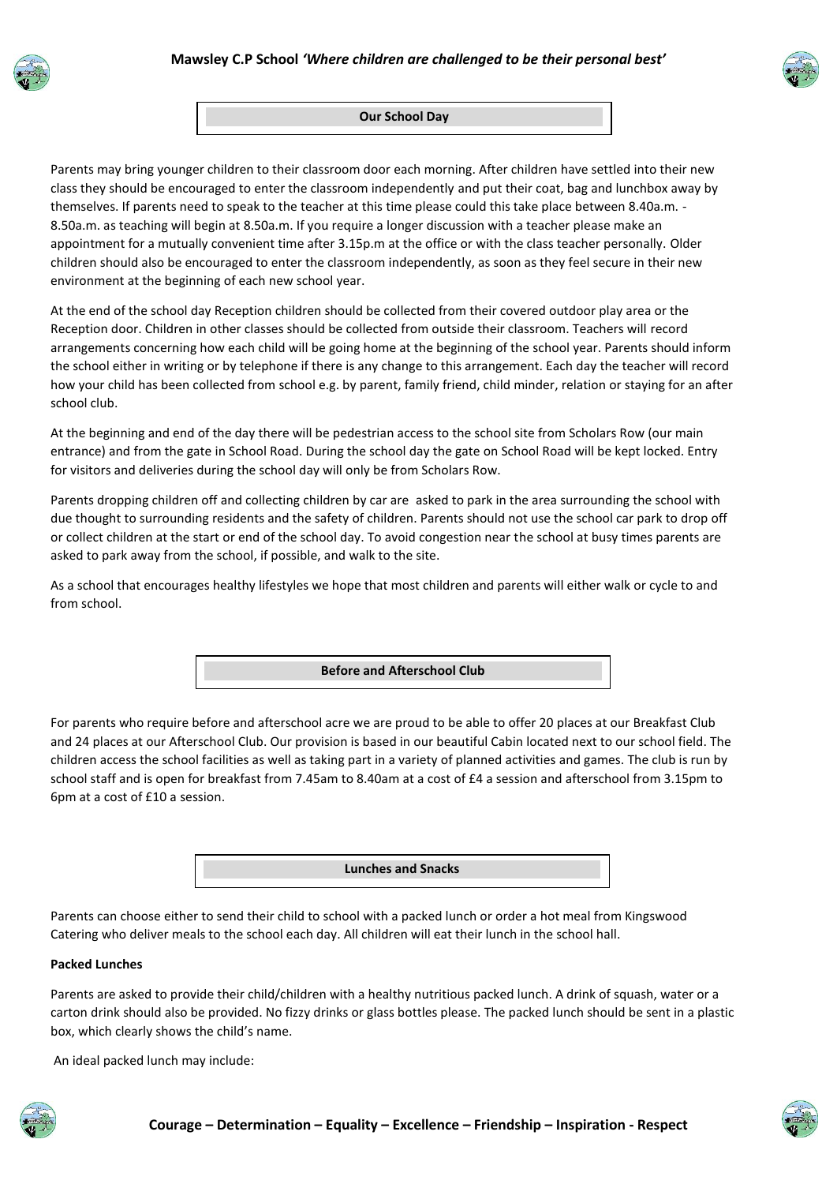## Our School Day

Parents may bring younger children to their classroom door each morning. After children have settled into their new class they should be encouraged to enter the classroom independently and put their coat, bag and lunchbox away by themselves. If parents need to speak to the teacher at this time please could this take place between 8.40a.m. - 8.50a.m. as teaching will begin at 8.50a.m. If you require a longer discussion with a teacher please make an appointment for a mutually convenient time after 3.15p.m at the office or with the class teacher personally. Older children should also be encouraged to enter the classroom independently, as soon as they feel secure in their new environment at the beginning of each new school year.

At the end of the school day Reception children should be collected from their covered outdoor play area or the Reception door. Children in other classes should be collected from outside their classroom. Teachers will record arrangements concerning how each child will be going home at the beginning of the school year. Parents should inform the school either in writing or by telephone if there is any change to this arrangement. Each day the teacher will record how your child has been collected from school e.g. by parent, family friend, child minder, relation or staying for an after school club.

At the beginning and end of the day there will be pedestrian access to the school site from Scholars Row (our main entrance) and from the gate in School Road. During the school day the gate on School Road will be kept locked. Entry for visitors and deliveries during the school day will only be from Scholars Row.

Parents dropping children off and collecting children by car are asked to park in the area surrounding the school with due thought to surrounding residents and the safety of children. Parents should not use the school car park to drop off or collect children at the start or end of the school day. To avoid congestion near the school at busy times parents are asked to park away from the school, if possible, and walk to the site.

As a school that encourages healthy lifestyles we hope that most children and parents will either walk or cycle to and from school.

## Before and Afterschool Club

For parents who require before and afterschool acre we are proud to be able to offer 20 places at our Breakfast Club and 24 places at our Afterschool Club. Our provision is based in our beautiful Cabin located next to our school field. The children access the school facilities as well as taking part in a variety of planned activities and games. The club is run by school staff and is open for breakfast from 7.45am to 8.40am at a cost of £4 a session and afterschool from 3.15pm to 6pm at a cost of £10 a session.

## Lunches and Snacks

Parents can choose either to send their child to school with a packed lunch or order a hot meal from Kingswood Catering who deliver meals to the school each day. All children will eat their lunch in the school hall.

### Packed Lunches

Parents are asked to provide their child/children with a healthy nutritious packed lunch. A drink of squash, water or a carton drink should also be provided. No fizzy drinks or glass bottles please. The packed lunch should be sent in a plastic box, which clearly shows the child's name.

An ideal packed lunch may include: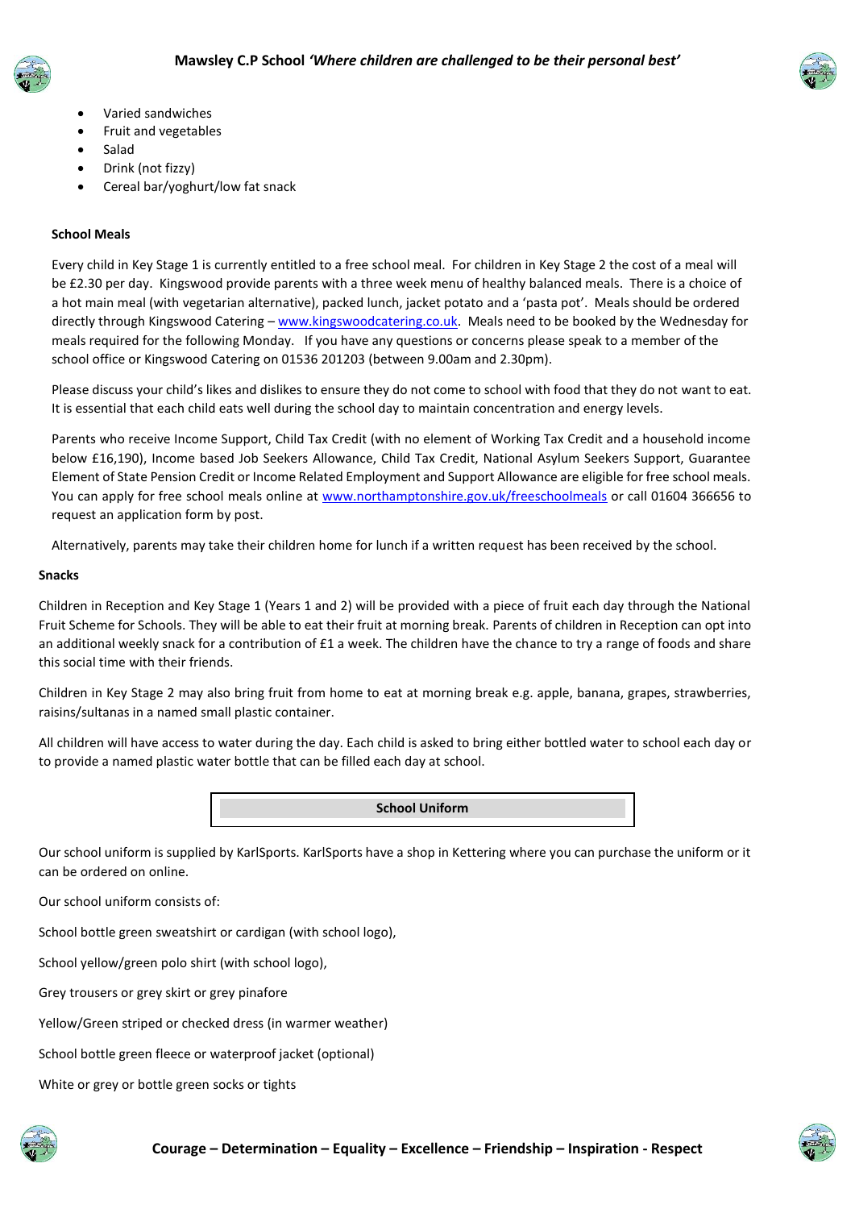- Varied sandwiches
- Fruit and vegetables
- Salad
- Drink (not fizzy)
- Cereal bar/yoghurt/low fat snack

**School Meals**

Every child in Key Stage 1 is currently entitled to a free school meal. For children in Key Stage 2 the cost of a meal will be £2.30 per day. Kingswood provide parents with a three week menu of healthy balanced meals. There is a choice of a hot main meal (with vegetarian alternative), packed lunch, jacket potato and a 'pasta pot'. Meals should be ordered directly through Kingswood Catering – www.kingswoodcatering.co.uk. Meals need to be booked by the Wednesday for meals required for the following Monday. If you have any questions or concerns please speak to a member of the school office or Kingswood Catering on 01536 201203 (between 9.00am and 2.30pm).

Please discuss your child's likes and dislikes to ensure they do not come to school with food that they do not want to eat. It is essential that each child eats well during the school day to maintain concentration and energy levels.

Parents who receive Income Support, Child Tax Credit (with no element of Working Tax Credit and a household income below £16,190), Income based Job Seekers Allowance, Child Tax Credit, National Asylum Seekers Support, Guarantee Element of State Pension Credit or Income Related Employment and Support Allowance are eligible for free school meals. You can apply for free school meals online at www.northamptonshire.gov.uk/freeschoolmeals or call 01604 366656 to request an application form by post.

Alternatively, parents may take their children home for lunch if a written request has been received by the school.

**Snacks**

Children in Reception and Key Stage 1 (Years 1 and 2) will be provided with a piece of fruit each day through the National Fruit Scheme for Schools. They will be able to eat their fruit at morning break. Parents of children in Reception can opt into an additional weekly snack for a contribution of £1 a week. The children have the chance to try a range of foods and share this social time with their friends.

Children in Key Stage 2 may also bring fruit from home to eat at morning break e.g. apple, banana, grapes, strawberries, raisins/sultanas in a named small plastic container.

All children will have access to water during the day. Each child is asked to bring either bottled water to school each day or to provide a named plastic water bottle that can be filled each day at school.

## School Uniform

Our school uniform is supplied by KarlSports. KarlSports have a shop in Kettering where you can purchase the uniform or it can be ordered on online.

Our school uniform consists of:

School bottle green sweatshirt or cardigan (with school logo),

School yellow/green polo shirt (with school logo),

Grey trousers or grey skirt or grey pinafore

Yellow/Green striped or checked dress (in warmer weather)

School bottle green fleece or waterproof jacket (optional)

White or grey or bottle green socks or tights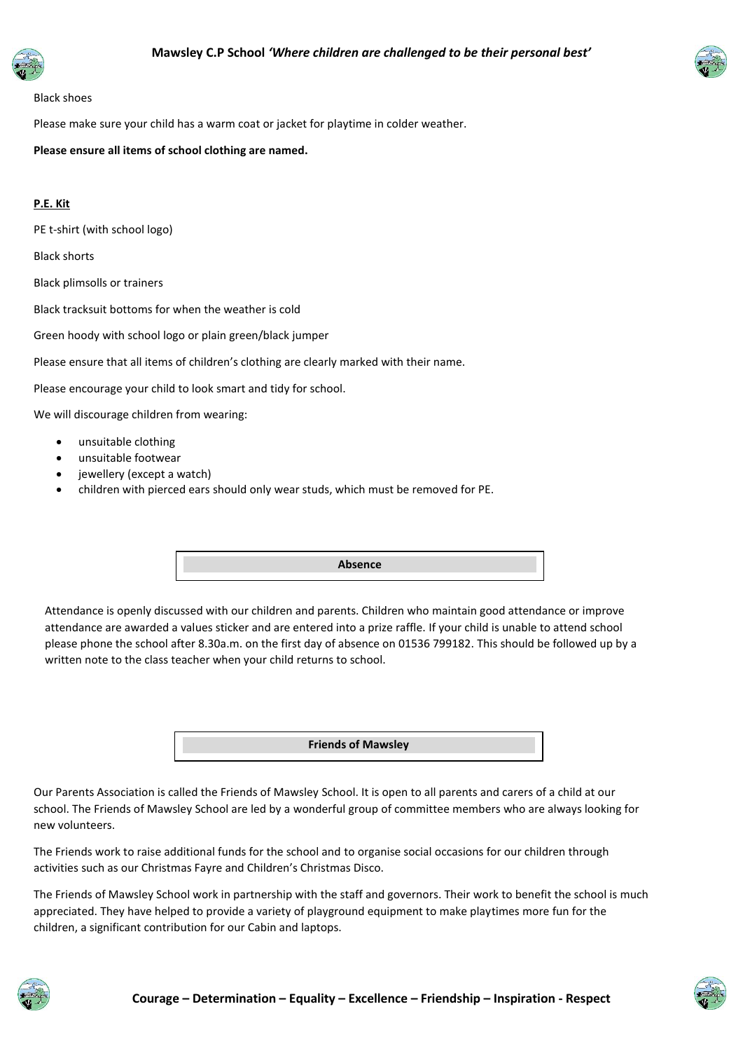Black shoes

Please make sure your child has a warm coat or jacket for playtime in colder weather.

**Please ensure all items of school clothing are named.**

**P.E. Kit**

PE t-shirt (with school logo)

Black shorts

Black plimsolls or trainers

Black tracksuit bottoms for when the weather is cold

Green hoody with school logo or plain green/black jumper

Please ensure that all items of children's clothing are clearly marked with their name.

Please encourage your child to look smart and tidy for school.

We will discourage children from wearing:

- unsuitable clothing
- unsuitable footwear
- jewellery (except a watch)
- children with pierced ears should only wear studs, which must be removed for PE.

## Absence

Attendance is openly discussed with our children and parents. Children who maintain good attendance or improve attendance are awarded a values sticker and are entered into a prize raffle. If your child is unable to attend school please phone the school after 8.30a.m. on the first day of absence on 01536 799182. This should be followed up by a written note to the class teacher when your child returns to school.

## Friends of Mawsley

Our Parents Association is called the Friends of Mawsley School. It is open to all parents and carers of a child at our school. The Friends of Mawsley School are led by a wonderful group of committee members who are always looking for new volunteers.

The Friends work to raise additional funds for the school and to organise social occasions for our children through activities such as our Christmas Fayre and Children's Christmas Disco.

The Friends of Mawsley School work in partnership with the staff and governors. Their work to benefit the school is much appreciated. They have helped to provide a variety of playground equipment to make playtimes more fun for the children, a significant contribution for our Cabin and laptops.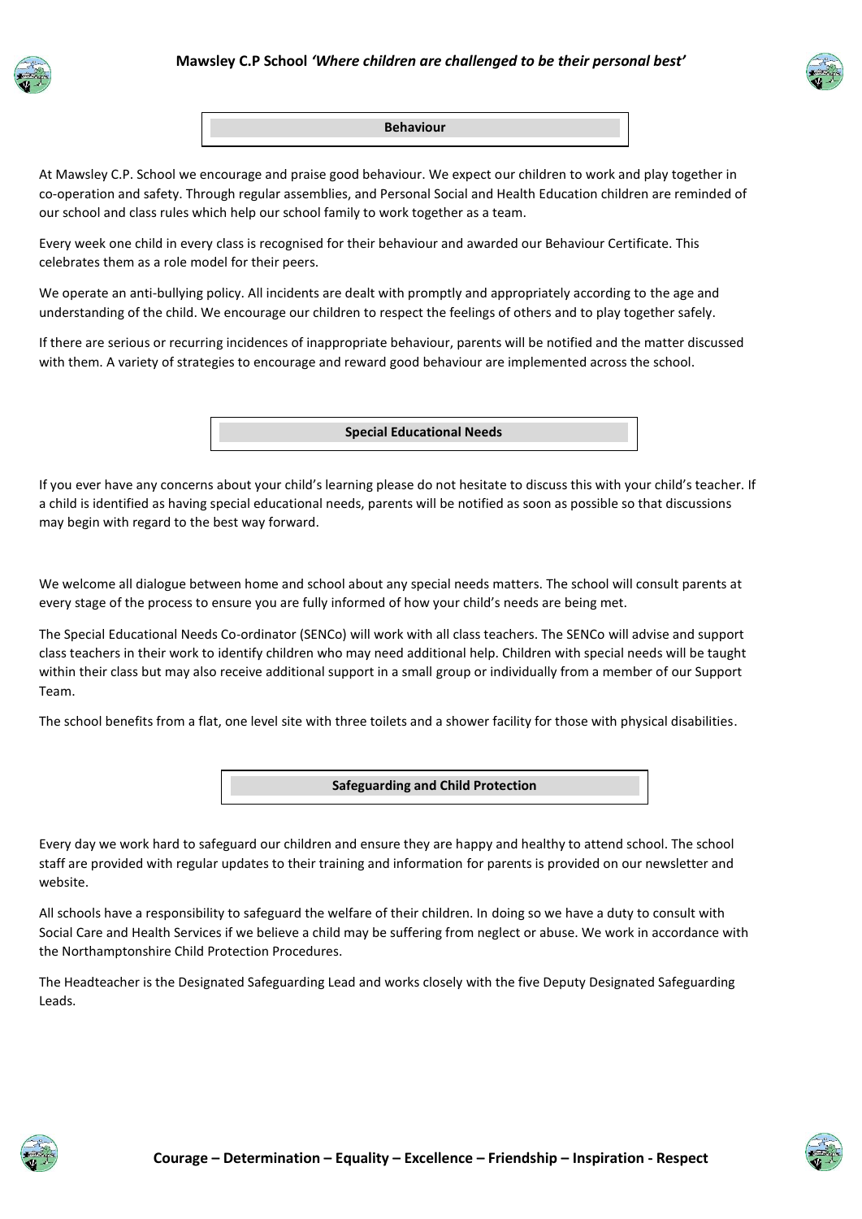## Behaviour

At Mawsley C.P. School we encourage and praise good behaviour. We expect our children to work and play together in co-operation and safety. Through regular assemblies, and Personal Social and Health Education children are reminded of our school and class rules which help our school family to work together as a team.

Every week one child in every class is recognised for their behaviour and awarded our Behaviour Certificate. This celebrates them as a role model for their peers.

We operate an anti-bullying policy. All incidents are dealt with promptly and appropriately according to the age and understanding of the child. We encourage our children to respect the feelings of others and to play together safely.

If there are serious or recurring incidences of inappropriate behaviour, parents will be notified and the matter discussed with them. A variety of strategies to encourage and reward good behaviour are implemented across the school.

## Special Educational Needs

If you ever have any concerns about your child's learning please do not hesitate to discuss this with your child's teacher. If a child is identified as having special educational needs, parents will be notified as soon as possible so that discussions may begin with regard to the best way forward.

We welcome all dialogue between home and school about any special needs matters. The school will consult parents at every stage of the process to ensure you are fully informed of how your child's needs are being met.

The Special Educational Needs Co-ordinator (SENCo) will work with all class teachers. The SENCo will advise and support class teachers in their work to identify children who may need additional help. Children with special needs will be taught within their class but may also receive additional support in a small group or individually from a member of our Support Team.

The school benefits from a flat, one level site with three toilets and a shower facility for those with physical disabilities.

## Safeguarding and Child Protection

Every day we work hard to safeguard our children and ensure they are happy and healthy to attend school. The school staff are provided with regular updates to their training and information for parents is provided on our newsletter and website.

All schools have a responsibility to safeguard the welfare of their children. In doing so we have a duty to consult with Social Care and Health Services if we believe a child may be suffering from neglect or abuse. We work in accordance with the Northamptonshire Child Protection Procedures.

The Headteacher is the Designated Safeguarding Lead and works closely with the five Deputy Designated Safeguarding Leads.